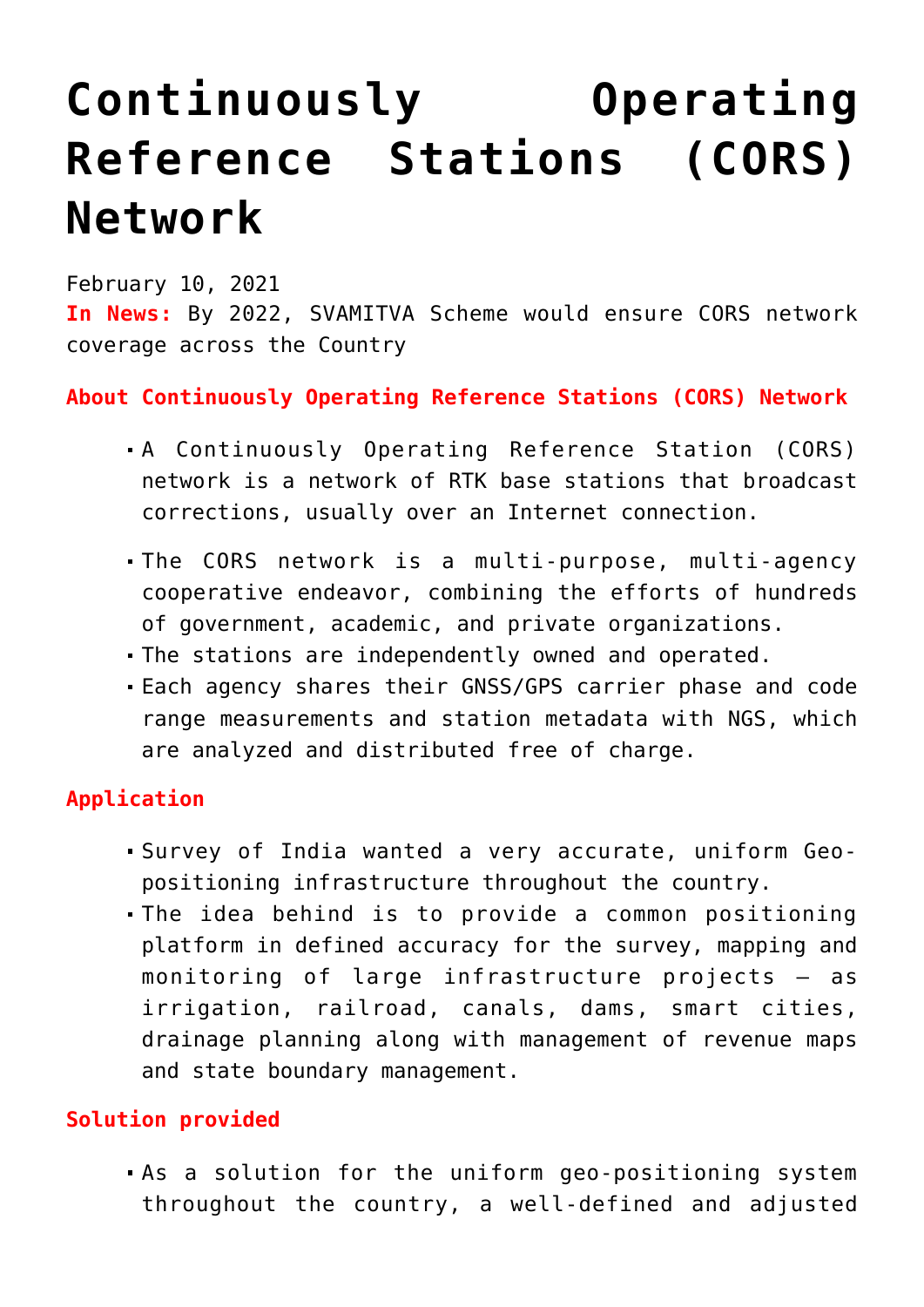# Continuously Operating Reference Stations (CORS) Network

February 10, 2021

**In News:** By 2022, SVAMITVA Scheme would ensure CORS network coverage across the Country

**About Continuously Operating Reference Stations (CORS) Network**

- A Continuously Operating Reference Station (CORS) network is a network of RTK base stations that broadcast corrections, usually over an Internet connection.
- The CORS network is a multi-purpose, multi-agency cooperative endeavor, combining the efforts of hundreds of government, academic, and private organizations.
- The stations are independently owned and operated.
- Each agency shares their GNSS/GPS carrier phase and code range measurements and station metadata with NGS, which are analyzed and distributed free of charge.

**Application**

- Survey of India wanted a very accurate, uniform Geo-positioning infrastructure throughout the country.
- The idea behind is to provide a common positioning platform in defined accuracy for the survey, mapping and monitoring of large infrastructure projects – as irrigation, railroad, canals, dams, smart cities, drainage planning along with management of revenue maps and state boundary management.

**Solution provided**

- As a solution for the uniform geo-positioning system throughout the country, a well-defined and adjusted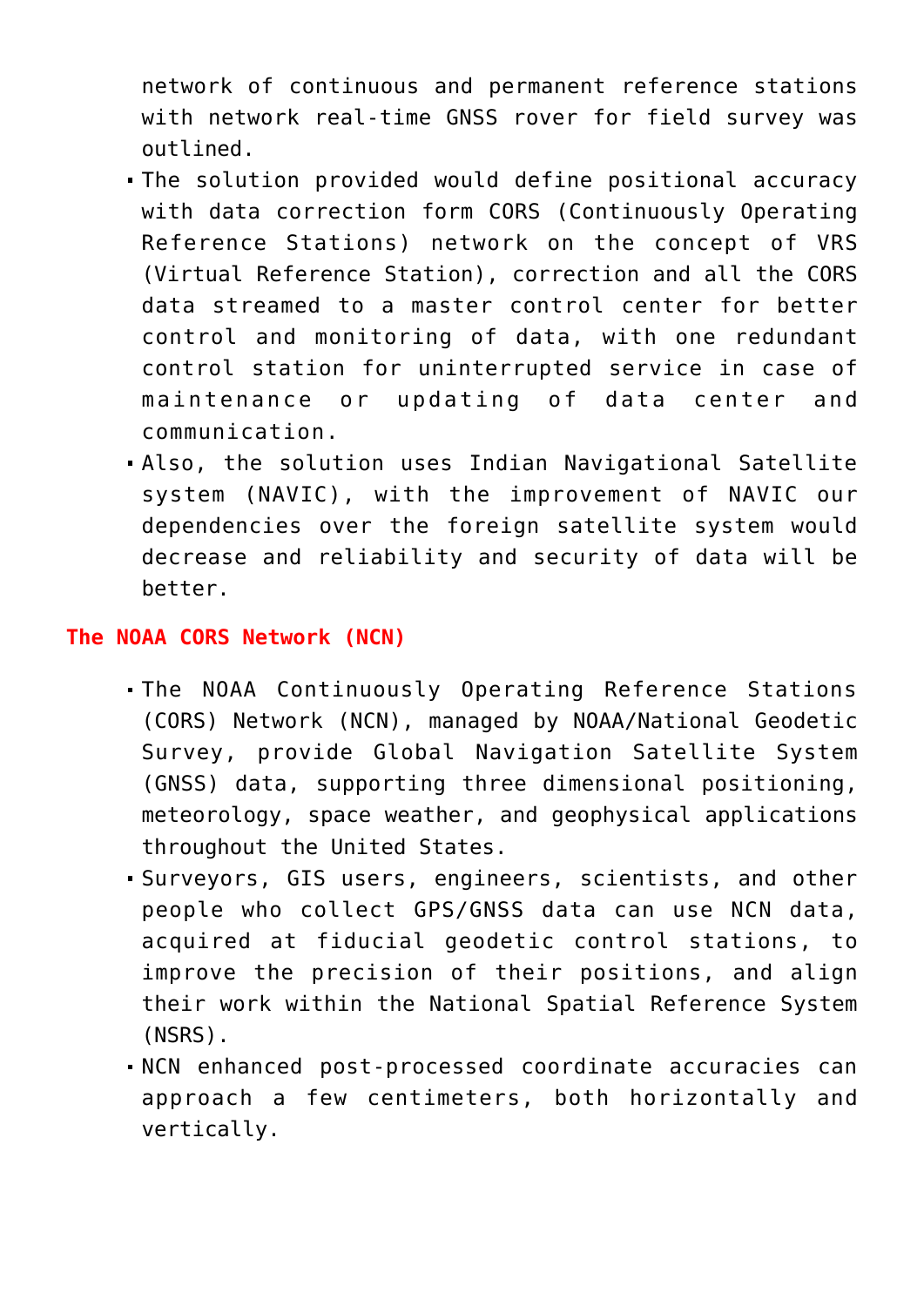network of continuous and permanent reference stations with network real-time GNSS rover for field survey was outlined.

- The solution provided would define positional accuracy with data correction form CORS (Continuously Operating Reference Stations) network on the concept of VRS (Virtual Reference Station), correction and all the CORS data streamed to a master control center for better control and monitoring of data, with one redundant control station for uninterrupted service in case of maintenance or updating of data center and communication.
- Also, the solution uses Indian Navigational Satellite system (NAVIC), with the improvement of NAVIC our dependencies over the foreign satellite system would decrease and reliability and security of data will be better.

### The NOAA CORS Network (NCN)

- The NOAA Continuously Operating Reference Stations (CORS) Network (NCN), managed by NOAA/National Geodetic Survey, provide Global Navigation Satellite System (GNSS) data, supporting three dimensional positioning, meteorology, space weather, and geophysical applications throughout the United States.
- Surveyors, GIS users, engineers, scientists, and other people who collect GPS/GNSS data can use NCN data, acquired at fiducial geodetic control stations, to improve the precision of their positions, and align their work within the National Spatial Reference System (NSRS).
- NCN enhanced post-processed coordinate accuracies can approach a few centimeters, both horizontally and vertically.